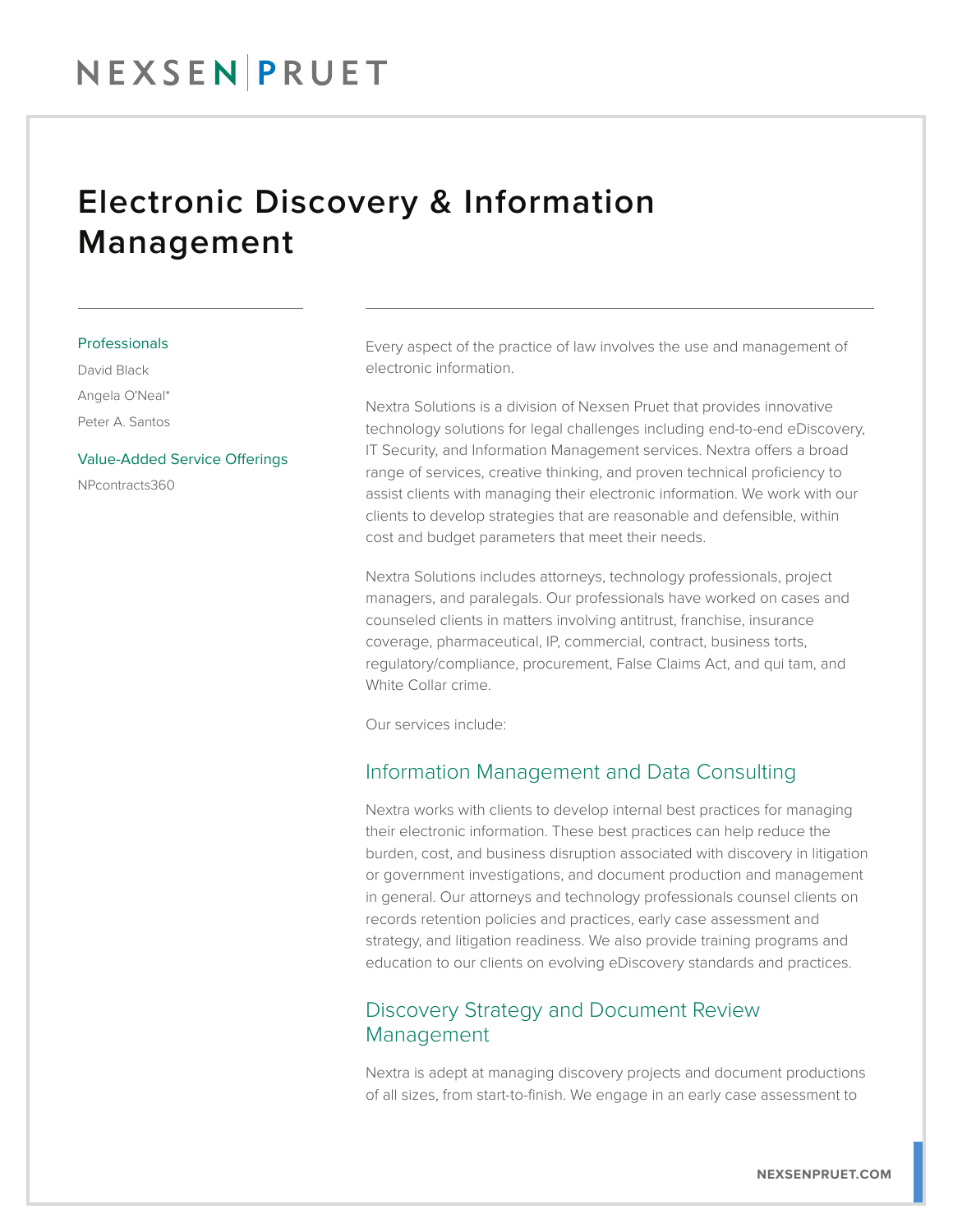# Electronic Discovery & Information Management

**Professionals**

David Black

Angela O'Neal*

Peter A. Santos

**Value-Added Service Offerings**

NPcontracts360

Every aspect of the practice of law involves the use and management of electronic information.

Nextra Solutions is a division of Nexsen Pruet that provides innovative technology solutions for legal challenges including end-to-end eDiscovery, IT Security, and Information Management services. Nextra offers a broad range of services, creative thinking, and proven technical proficiency to assist clients with managing their electronic information. We work with our clients to develop strategies that are reasonable and defensible, within cost and budget parameters that meet their needs.

Nextra Solutions includes attorneys, technology professionals, project managers, and paralegals. Our professionals have worked on cases and counseled clients in matters involving antitrust, franchise, insurance coverage, pharmaceutical, IP, commercial, contract, business torts, regulatory/compliance, procurement, False Claims Act, and qui tam, and White Collar crime.

Our services include:

## Information Management and Data Consulting

Nextra works with clients to develop internal best practices for managing their electronic information. These best practices can help reduce the burden, cost, and business disruption associated with discovery in litigation or government investigations, and document production and management in general. Our attorneys and technology professionals counsel clients on records retention policies and practices, early case assessment and strategy, and litigation readiness. We also provide training programs and education to our clients on evolving eDiscovery standards and practices.

## Discovery Strategy and Document Review Management

Nextra is adept at managing discovery projects and document productions of all sizes, from start-to-finish. We engage in an early case assessment to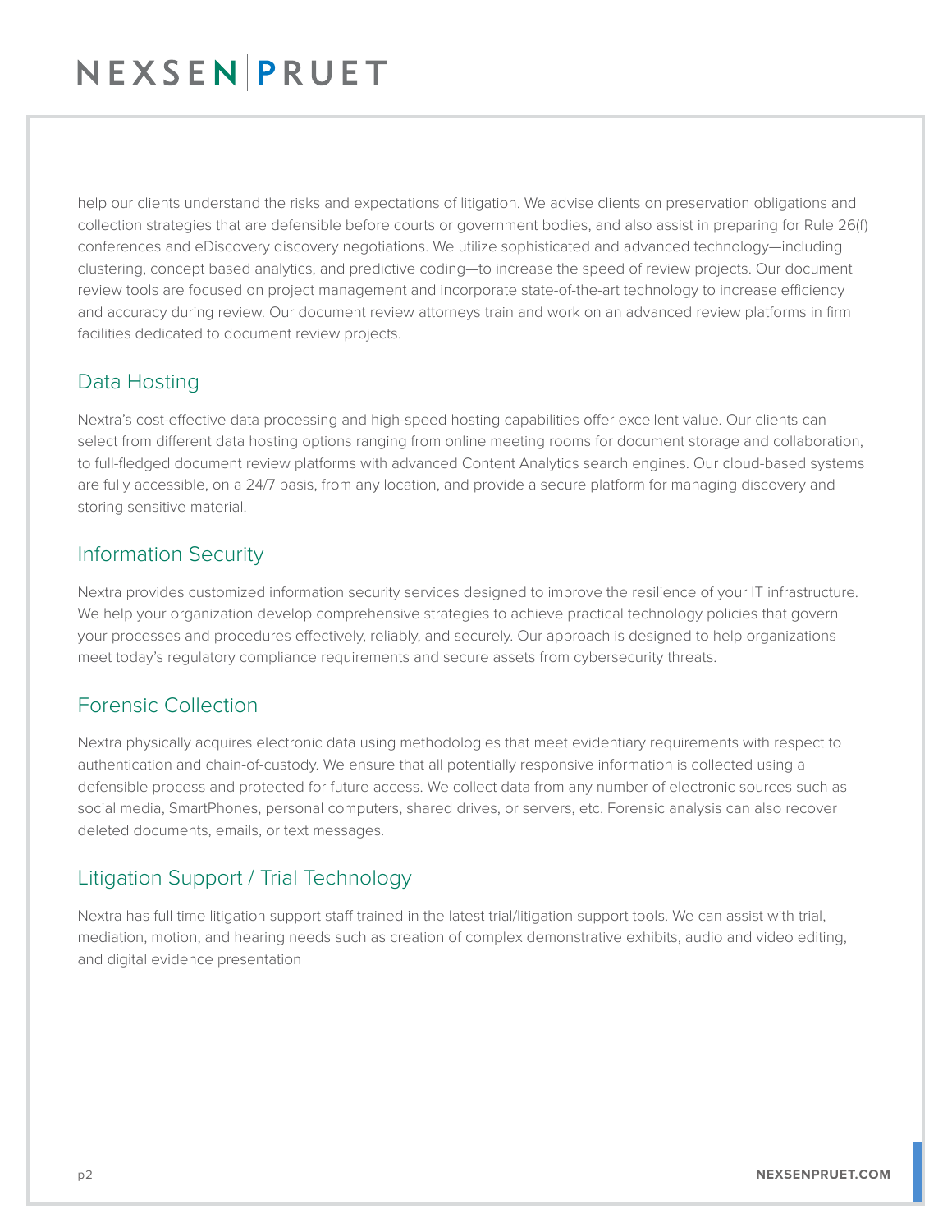help our clients understand the risks and expectations of litigation. We advise clients on preservation obligations and collection strategies that are defensible before courts or government bodies, and also assist in preparing for Rule 26(f) conferences and eDiscovery discovery negotiations. We utilize sophisticated and advanced technology—including clustering, concept based analytics, and predictive coding—to increase the speed of review projects. Our document review tools are focused on project management and incorporate state-of-the-art technology to increase efficiency and accuracy during review. Our document review attorneys train and work on an advanced review platforms in firm facilities dedicated to document review projects.

## Data Hosting

Nextra's cost-effective data processing and high-speed hosting capabilities offer excellent value. Our clients can select from different data hosting options ranging from online meeting rooms for document storage and collaboration, to full-fledged document review platforms with advanced Content Analytics search engines. Our cloud-based systems are fully accessible, on a 24/7 basis, from any location, and provide a secure platform for managing discovery and storing sensitive material.

## Information Security

Nextra provides customized information security services designed to improve the resilience of your IT infrastructure. We help your organization develop comprehensive strategies to achieve practical technology policies that govern your processes and procedures effectively, reliably, and securely. Our approach is designed to help organizations meet today's regulatory compliance requirements and secure assets from cybersecurity threats.

## Forensic Collection

Nextra physically acquires electronic data using methodologies that meet evidentiary requirements with respect to authentication and chain-of-custody. We ensure that all potentially responsive information is collected using a defensible process and protected for future access. We collect data from any number of electronic sources such as social media, SmartPhones, personal computers, shared drives, or servers, etc. Forensic analysis can also recover deleted documents, emails, or text messages.

## Litigation Support / Trial Technology

Nextra has full time litigation support staff trained in the latest trial/litigation support tools. We can assist with trial, mediation, motion, and hearing needs such as creation of complex demonstrative exhibits, audio and video editing, and digital evidence presentation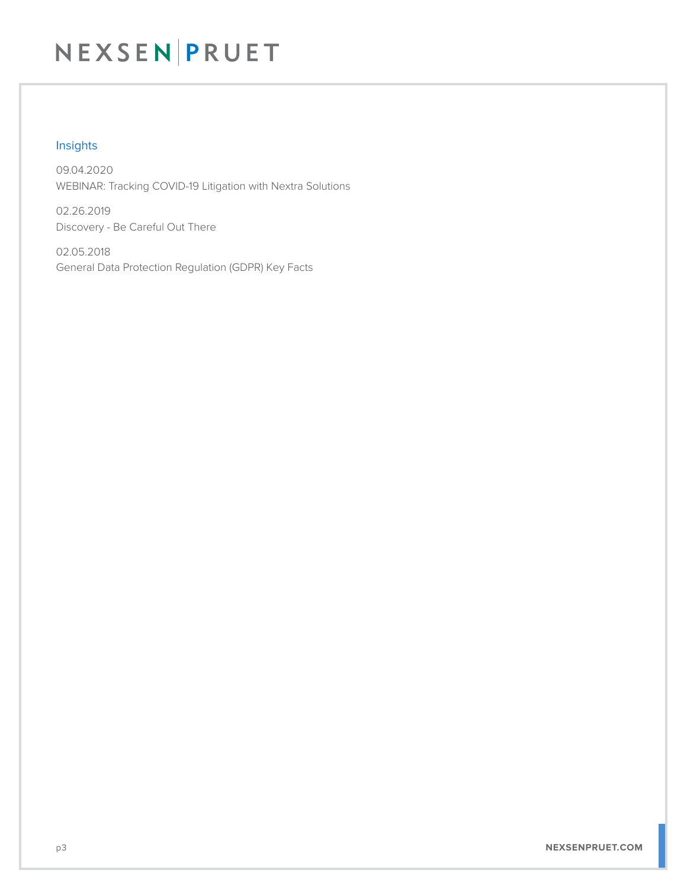## Insights

09.04.2020
WEBINAR: Tracking COVID-19 Litigation with Nextra Solutions

02.26.2019
Discovery - Be Careful Out There

02.05.2018
General Data Protection Regulation (GDPR) Key Facts